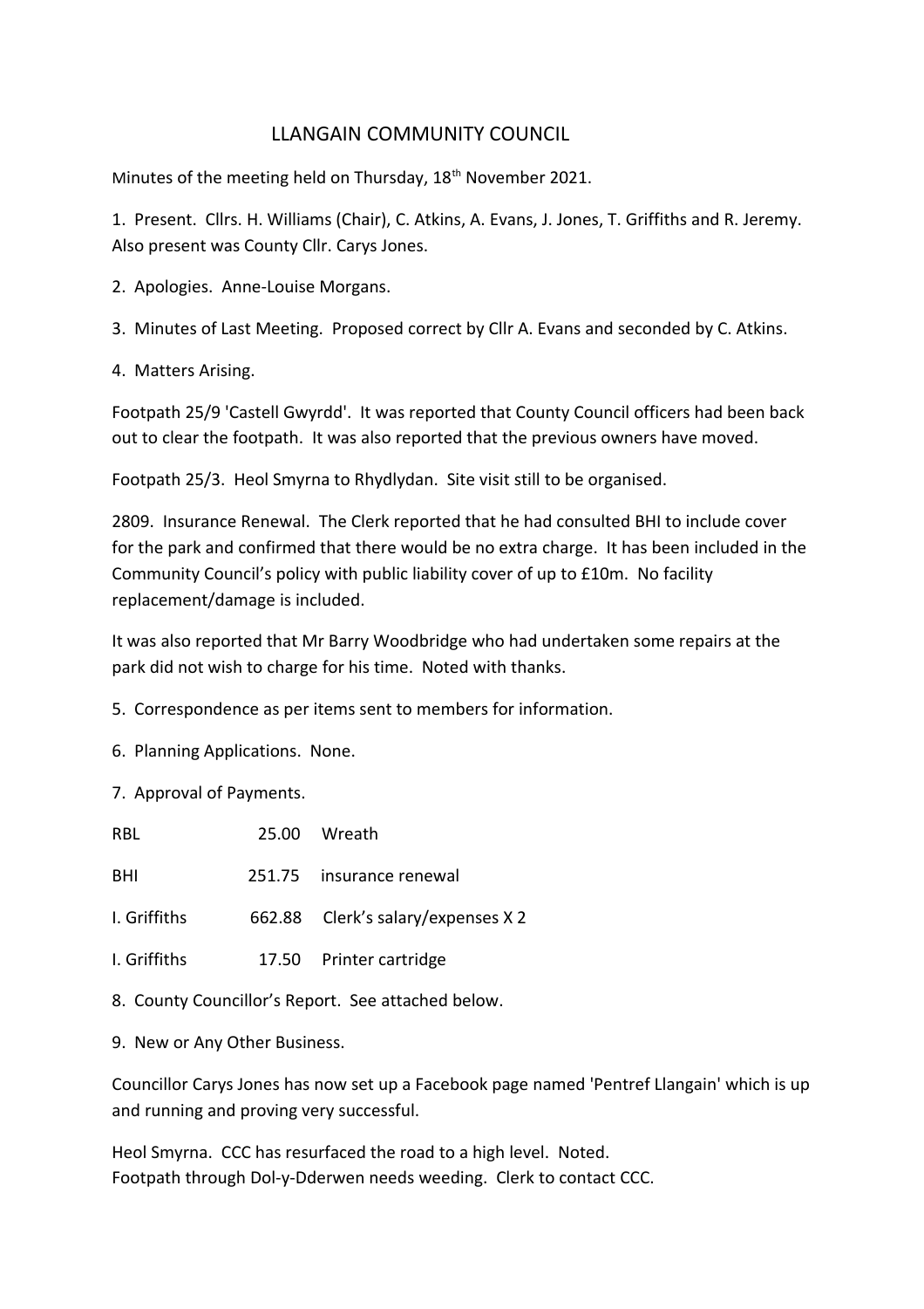# LLANGAIN COMMUNITY COUNCIL

Minutes of the meeting held on Thursday, 18th November 2021.

1. Present. Cllrs. H. Williams (Chair), C. Atkins, A. Evans, J. Jones, T. Griffiths and R. Jeremy. Also present was County Cllr. Carys Jones.

2. Apologies. Anne-Louise Morgans.

3. Minutes of Last Meeting. Proposed correct by Cllr A. Evans and seconded by C. Atkins.

4. Matters Arising.

Footpath 25/9 'Castell Gwyrdd'. It was reported that County Council officers had been back out to clear the footpath. It was also reported that the previous owners have moved.

Footpath 25/3. Heol Smyrna to Rhydlydan. Site visit still to be organised.

2809. Insurance Renewal. The Clerk reported that he had consulted BHI to include cover for the park and confirmed that there would be no extra charge. It has been included in the Community Council's policy with public liability cover of up to £10m. No facility replacement/damage is included.

It was also reported that Mr Barry Woodbridge who had undertaken some repairs at the park did not wish to charge for his time. Noted with thanks.

5. Correspondence as per items sent to members for information.

6. Planning Applications. None.

7. Approval of Payments.

| | | |
|---|---|---|
| RBL | 25.00 | Wreath |
| BHI | 251.75 | insurance renewal |
| I. Griffiths | 662.88 | Clerk's salary/expenses X 2 |
| I. Griffiths | 17.50 | Printer cartridge |

8. County Councillor's Report. See attached below.

9. New or Any Other Business.

Councillor Carys Jones has now set up a Facebook page named 'Pentref Llangain' which is up and running and proving very successful.

Heol Smyrna. CCC has resurfaced the road to a high level. Noted.
Footpath through Dol-y-Dderwen needs weeding. Clerk to contact CCC.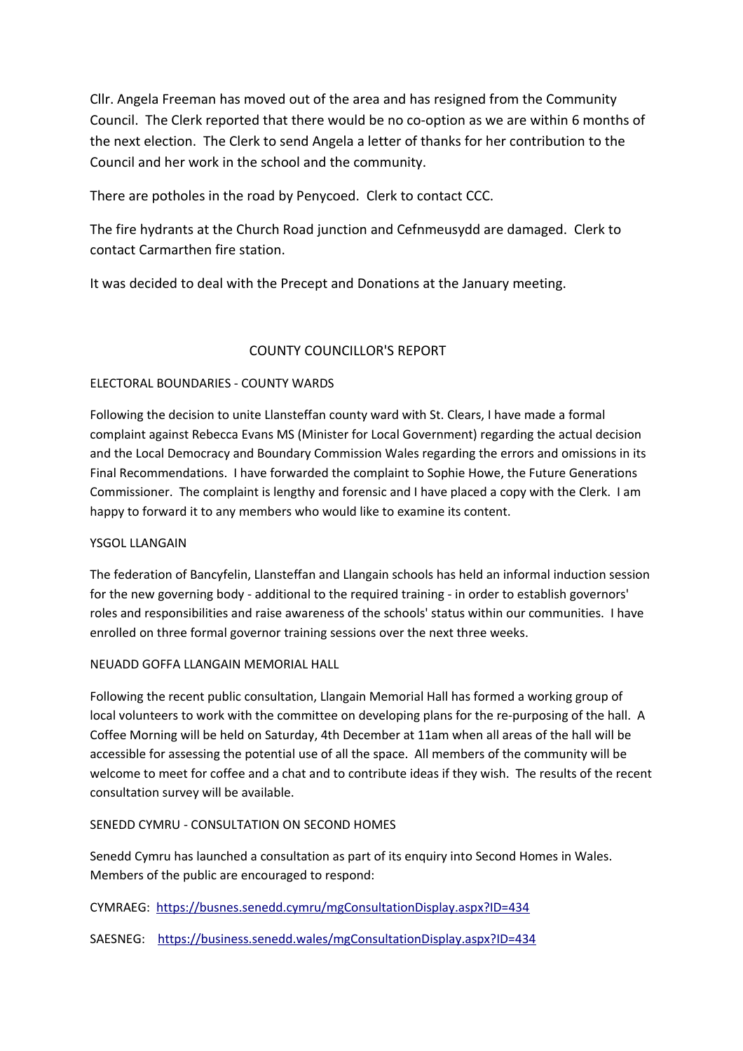Cllr. Angela Freeman has moved out of the area and has resigned from the Community Council. The Clerk reported that there would be no co-option as we are within 6 months of the next election. The Clerk to send Angela a letter of thanks for her contribution to the Council and her work in the school and the community.

There are potholes in the road by Penycoed. Clerk to contact CCC.

The fire hydrants at the Church Road junction and Cefnmeusydd are damaged. Clerk to contact Carmarthen fire station.

It was decided to deal with the Precept and Donations at the January meeting.

## COUNTY COUNCILLOR'S REPORT

### ELECTORAL BOUNDARIES - COUNTY WARDS

Following the decision to unite Llansteffan county ward with St. Clears, I have made a formal complaint against Rebecca Evans MS (Minister for Local Government) regarding the actual decision and the Local Democracy and Boundary Commission Wales regarding the errors and omissions in its Final Recommendations. I have forwarded the complaint to Sophie Howe, the Future Generations Commissioner. The complaint is lengthy and forensic and I have placed a copy with the Clerk. I am happy to forward it to any members who would like to examine its content.

### YSGOL LLANGAIN

The federation of Bancyfelin, Llansteffan and Llangain schools has held an informal induction session for the new governing body - additional to the required training - in order to establish governors' roles and responsibilities and raise awareness of the schools' status within our communities. I have enrolled on three formal governor training sessions over the next three weeks.

### NEUADD GOFFA LLANGAIN MEMORIAL HALL

Following the recent public consultation, Llangain Memorial Hall has formed a working group of local volunteers to work with the committee on developing plans for the re-purposing of the hall. A Coffee Morning will be held on Saturday, 4th December at 11am when all areas of the hall will be accessible for assessing the potential use of all the space. All members of the community will be welcome to meet for coffee and a chat and to contribute ideas if they wish. The results of the recent consultation survey will be available.

### SENEDD CYMRU - CONSULTATION ON SECOND HOMES

Senedd Cymru has launched a consultation as part of its enquiry into Second Homes in Wales. Members of the public are encouraged to respond:

CYMRAEG: https://busnes.senedd.cymru/mgConsultationDisplay.aspx?ID=434

SAESNEG: https://business.senedd.wales/mgConsultationDisplay.aspx?ID=434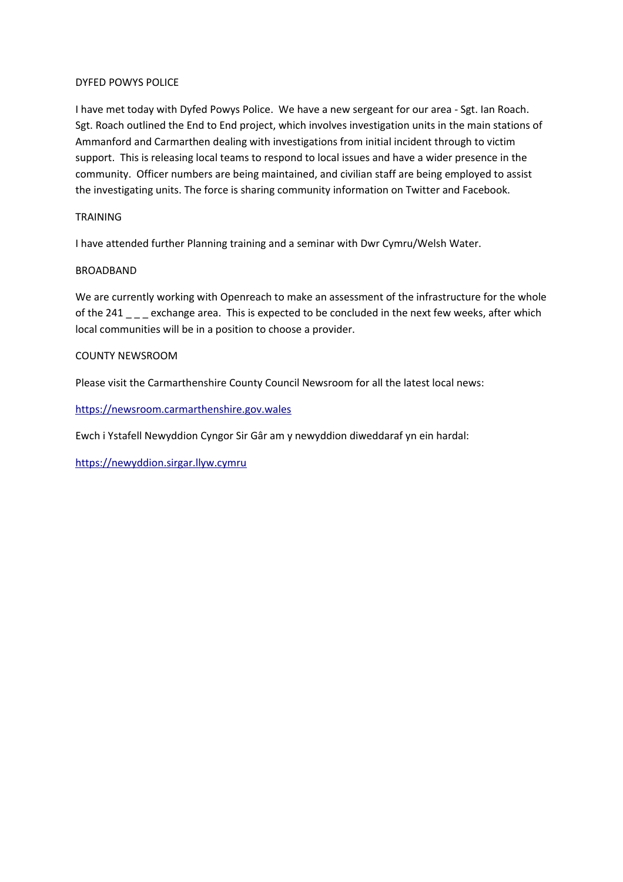DYFED POWYS POLICE

I have met today with Dyfed Powys Police. We have a new sergeant for our area - Sgt. Ian Roach. Sgt. Roach outlined the End to End project, which involves investigation units in the main stations of Ammanford and Carmarthen dealing with investigations from initial incident through to victim support. This is releasing local teams to respond to local issues and have a wider presence in the community. Officer numbers are being maintained, and civilian staff are being employed to assist the investigating units. The force is sharing community information on Twitter and Facebook.

TRAINING

I have attended further Planning training and a seminar with Dwr Cymru/Welsh Water.

BROADBAND

We are currently working with Openreach to make an assessment of the infrastructure for the whole of the 241 _ _ _ exchange area. This is expected to be concluded in the next few weeks, after which local communities will be in a position to choose a provider.

COUNTY NEWSROOM

Please visit the Carmarthenshire County Council Newsroom for all the latest local news:

https://newsroom.carmarthenshire.gov.wales

Ewch i Ystafell Newyddion Cyngor Sir Gâr am y newyddion diweddaraf yn ein hardal:

https://newyddion.sirgar.llyw.cymru